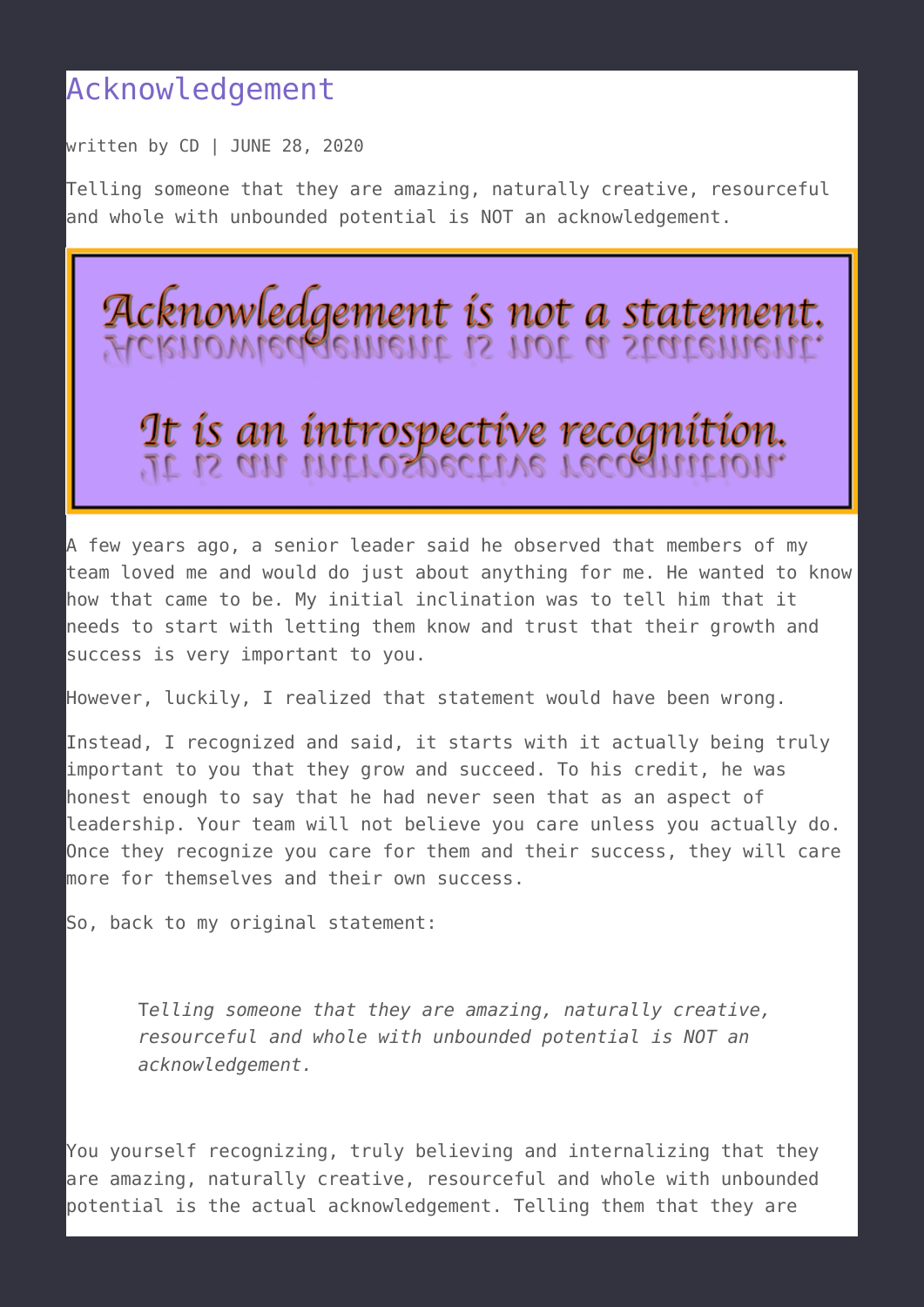# Acknowledgement

written by CD | JUNE 28, 2020

Telling someone that they are amazing, naturally creative, resourceful and whole with unbounded potential is NOT an acknowledgement.

Acknowledgement is not a statement.

It is an introspective recognition.

A few years ago, a senior leader said he observed that members of my team loved me and would do just about anything for me. He wanted to know how that came to be. My initial inclination was to tell him that it needs to start with letting them know and trust that their growth and success is very important to you.

However, luckily, I realized that statement would have been wrong.

Instead, I recognized and said, it starts with it actually being truly important to you that they grow and succeed. To his credit, he was honest enough to say that he had never seen that as an aspect of leadership. Your team will not believe you care unless you actually do. Once they recognize you care for them and their success, they will care more for themselves and their own success.

So, back to my original statement:

> T*elling someone that they are amazing, naturally creative, resourceful and whole with unbounded potential is NOT an acknowledgement.*

You yourself recognizing, truly believing and internalizing that they are amazing, naturally creative, resourceful and whole with unbounded potential is the actual acknowledgement. Telling them that they are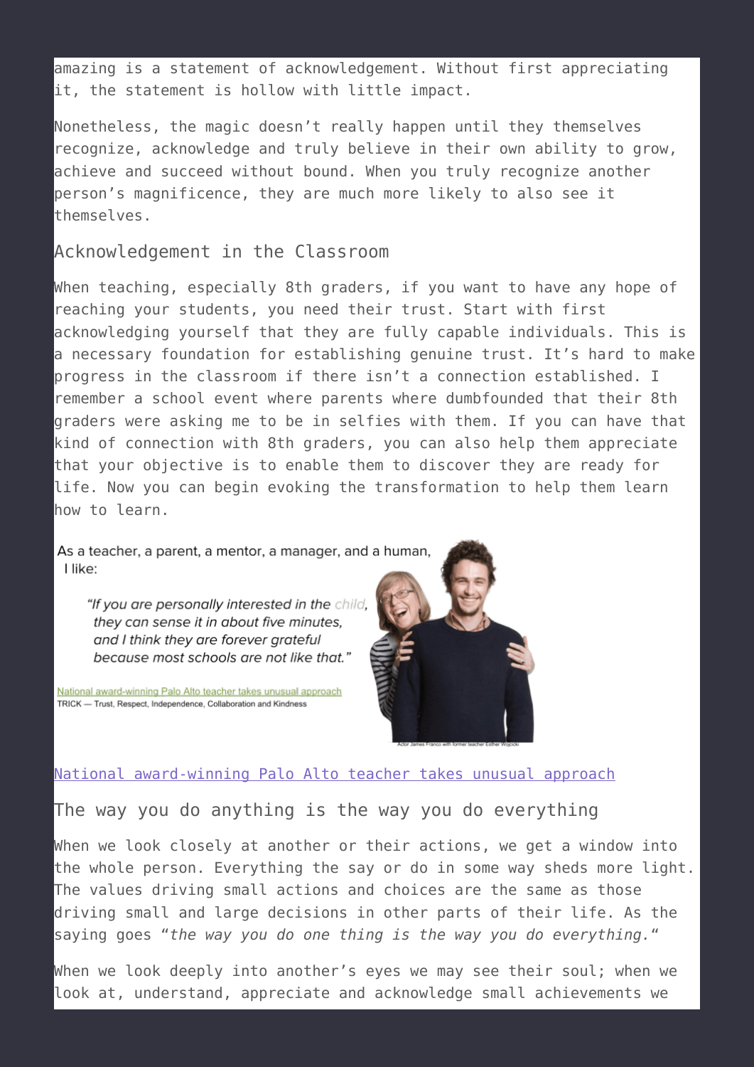amazing is a statement of acknowledgement. Without first appreciating it, the statement is hollow with little impact.

Nonetheless, the magic doesn't really happen until they themselves recognize, acknowledge and truly believe in their own ability to grow, achieve and succeed without bound. When you truly recognize another person's magnificence, they are much more likely to also see it themselves.

## Acknowledgement in the Classroom

When teaching, especially 8th graders, if you want to have any hope of reaching your students, you need their trust. Start with first acknowledging yourself that they are fully capable individuals. This is a necessary foundation for establishing genuine trust. It's hard to make progress in the classroom if there isn't a connection established. I remember a school event where parents where dumbfounded that their 8th graders were asking me to be in selfies with them. If you can have that kind of connection with 8th graders, you can also help them appreciate that your objective is to enable them to discover they are ready for life. Now you can begin evoking the transformation to help them learn how to learn.

As a teacher, a parent, a mentor, a manager, and a human, I like:

> *"If you are personally interested in the child, they can sense it in about five minutes, and I think they are forever grateful because most schools are not like that."*

National award-winning Palo Alto teacher takes unusual approach
TRICK — Trust, Respect, Independence, Collaboration and Kindness

Actor James Franco with former teacher Esther Wojcicki

National award-winning Palo Alto teacher takes unusual approach

## The way you do anything is the way you do everything

When we look closely at another or their actions, we get a window into the whole person. Everything the say or do in some way sheds more light. The values driving small actions and choices are the same as those driving small and large decisions in other parts of their life. As the saying goes "*the way you do one thing is the way you do everything.*"

When we look deeply into another's eyes we may see their soul; when we look at, understand, appreciate and acknowledge small achievements we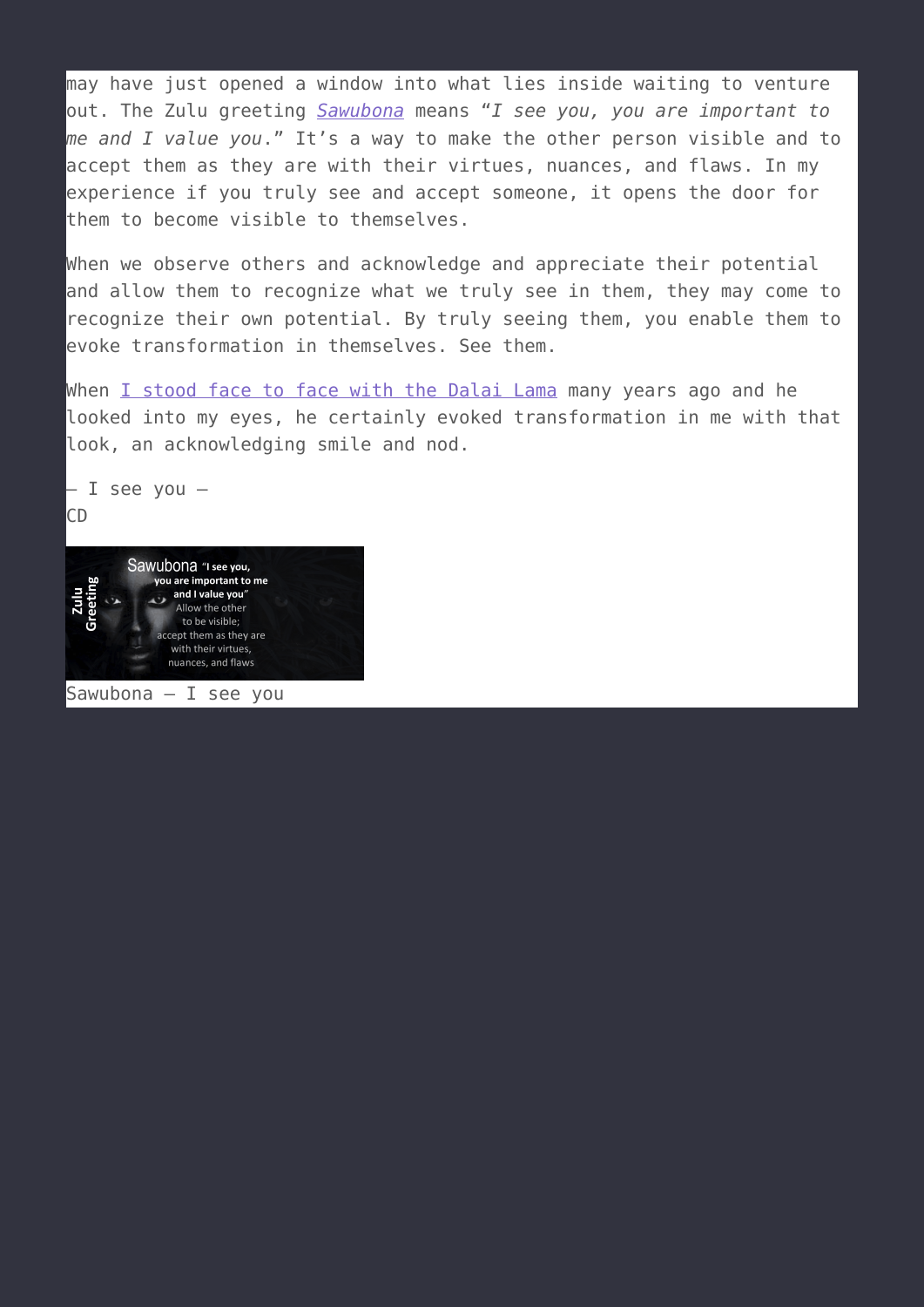may have just opened a window into what lies inside waiting to venture out. The Zulu greeting *Sawubona* means "*I see you, you are important to me and I value you*." It's a way to make the other person visible and to accept them as they are with their virtues, nuances, and flaws. In my experience if you truly see and accept someone, it opens the door for them to become visible to themselves.

When we observe others and acknowledge and appreciate their potential and allow them to recognize what we truly see in them, they may come to recognize their own potential. By truly seeing them, you enable them to evoke transformation in themselves. See them.

When I stood face to face with the Dalai Lama many years ago and he looked into my eyes, he certainly evoked transformation in me with that look, an acknowledging smile and nod.

– I see you –
CD

Sawubona – I see you